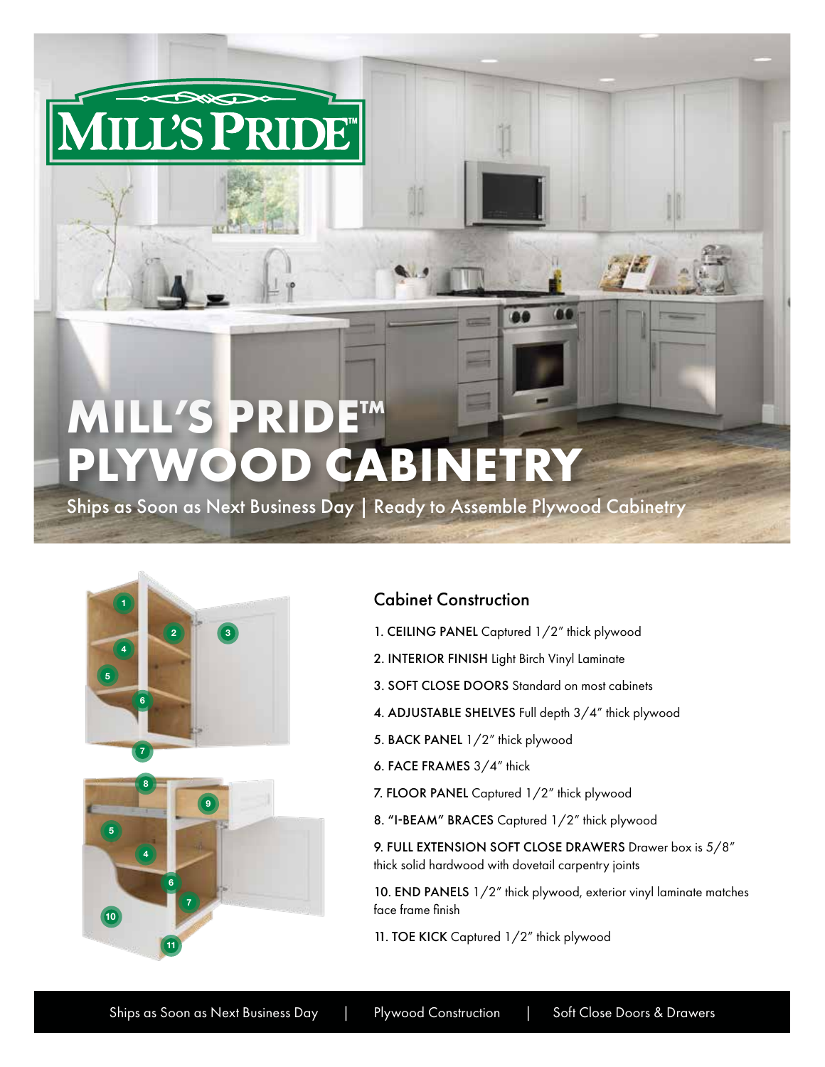# MILL'S PRIDE™ PLYWOOD CABINETRY

Ships as Soon as Next Business Day | Ready to Assemble Plywood Cabinetry

## Cabinet Construction

1. **CEILING PANEL** Captured 1/2" thick plywood
2. **INTERIOR FINISH** Light Birch Vinyl Laminate
3. **SOFT CLOSE DOORS** Standard on most cabinets
4. **ADJUSTABLE SHELVES** Full depth 3/4" thick plywood
5. **BACK PANEL** 1/2" thick plywood
6. **FACE FRAMES** 3/4" thick
7. **FLOOR PANEL** Captured 1/2" thick plywood
8. **"I-BEAM" BRACES** Captured 1/2" thick plywood
9. **FULL EXTENSION SOFT CLOSE DRAWERS** Drawer box is 5/8" thick solid hardwood with dovetail carpentry joints
10. **END PANELS** 1/2" thick plywood, exterior vinyl laminate matches face frame finish
11. **TOE KICK** Captured 1/2" thick plywood

Ships as Soon as Next Business Day | Plywood Construction | Soft Close Doors & Drawers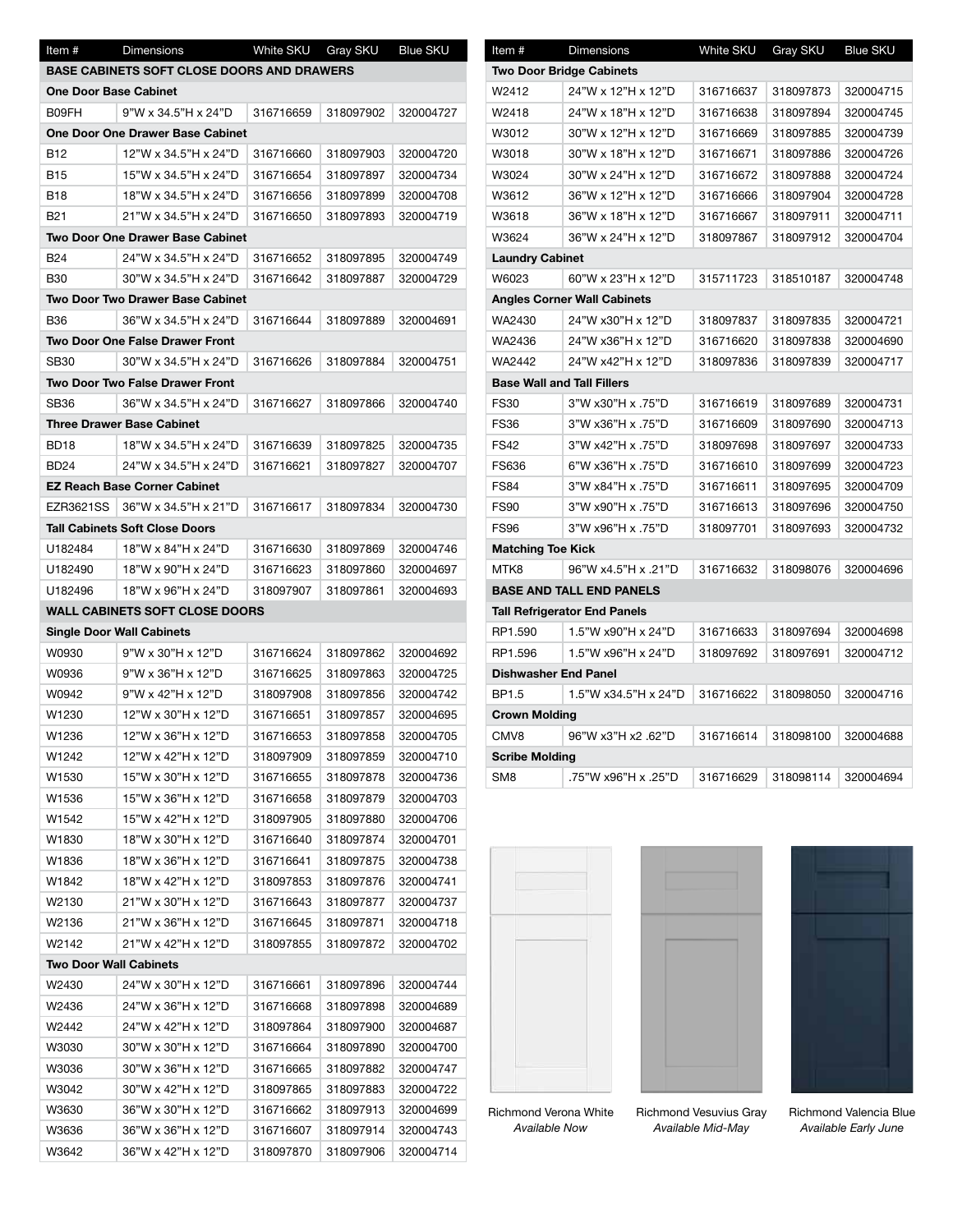| Item # | Dimensions | White SKU | Gray SKU | Blue SKU |
|---|---|---|---|---|
| **BASE CABINETS SOFT CLOSE DOORS AND DRAWERS** | | | | |
| **One Door Base Cabinet** | | | | |
| B09FH | 9"W x 34.5"H x 24"D | 316716659 | 318097902 | 320004727 |
| **One Door One Drawer Base Cabinet** | | | | |
| B12 | 12"W x 34.5"H x 24"D | 316716660 | 318097903 | 320004720 |
| B15 | 15"W x 34.5"H x 24"D | 316716654 | 318097897 | 320004734 |
| B18 | 18"W x 34.5"H x 24"D | 316716656 | 318097899 | 320004708 |
| B21 | 21"W x 34.5"H x 24"D | 316716650 | 318097893 | 320004719 |
| **Two Door One Drawer Base Cabinet** | | | | |
| B24 | 24"W x 34.5"H x 24"D | 316716652 | 318097895 | 320004749 |
| B30 | 30"W x 34.5"H x 24"D | 316716642 | 318097887 | 320004729 |
| **Two Door Two Drawer Base Cabinet** | | | | |
| B36 | 36"W x 34.5"H x 24"D | 316716644 | 318097889 | 320004691 |
| **Two Door One False Drawer Front** | | | | |
| SB30 | 30"W x 34.5"H x 24"D | 316716626 | 318097884 | 320004751 |
| **Two Door Two False Drawer Front** | | | | |
| SB36 | 36"W x 34.5"H x 24"D | 316716627 | 318097866 | 320004740 |
| **Three Drawer Base Cabinet** | | | | |
| BD18 | 18"W x 34.5"H x 24"D | 316716639 | 318097825 | 320004735 |
| BD24 | 24"W x 34.5"H x 24"D | 316716621 | 318097827 | 320004707 |
| **EZ Reach Base Corner Cabinet** | | | | |
| EZR3621SS | 36"W x 34.5"H x 21"D | 316716617 | 318097834 | 320004730 |
| **Tall Cabinets Soft Close Doors** | | | | |
| U182484 | 18"W x 84"H x 24"D | 316716630 | 318097869 | 320004746 |
| U182490 | 18"W x 90"H x 24"D | 316716623 | 318097860 | 320004697 |
| U182496 | 18"W x 96"H x 24"D | 318097907 | 318097861 | 320004693 |
| **WALL CABINETS SOFT CLOSE DOORS** | | | | |
| **Single Door Wall Cabinets** | | | | |
| W0930 | 9"W x 30"H x 12"D | 316716624 | 318097862 | 320004692 |
| W0936 | 9"W x 36"H x 12"D | 316716625 | 318097863 | 320004725 |
| W0942 | 9"W x 42"H x 12"D | 318097908 | 318097856 | 320004742 |
| W1230 | 12"W x 30"H x 12"D | 316716651 | 318097857 | 320004695 |
| W1236 | 12"W x 36"H x 12"D | 316716653 | 318097858 | 320004705 |
| W1242 | 12"W x 42"H x 12"D | 318097909 | 318097859 | 320004710 |
| W1530 | 15"W x 30"H x 12"D | 316716655 | 318097878 | 320004736 |
| W1536 | 15"W x 36"H x 12"D | 316716658 | 318097879 | 320004703 |
| W1542 | 15"W x 42"H x 12"D | 318097905 | 318097880 | 320004706 |
| W1830 | 18"W x 30"H x 12"D | 316716640 | 318097874 | 320004701 |
| W1836 | 18"W x 36"H x 12"D | 316716641 | 318097875 | 320004738 |
| W1842 | 18"W x 42"H x 12"D | 318097853 | 318097876 | 320004741 |
| W2130 | 21"W x 30"H x 12"D | 316716643 | 318097877 | 320004737 |
| W2136 | 21"W x 36"H x 12"D | 316716645 | 318097871 | 320004718 |
| W2142 | 21"W x 42"H x 12"D | 318097855 | 318097872 | 320004702 |
| **Two Door Wall Cabinets** | | | | |
| W2430 | 24"W x 30"H x 12"D | 316716661 | 318097896 | 320004744 |
| W2436 | 24"W x 36"H x 12"D | 316716668 | 318097898 | 320004689 |
| W2442 | 24"W x 42"H x 12"D | 318097864 | 318097900 | 320004687 |
| W3030 | 30"W x 30"H x 12"D | 316716664 | 318097890 | 320004700 |
| W3036 | 30"W x 36"H x 12"D | 316716665 | 318097882 | 320004747 |
| W3042 | 30"W x 42"H x 12"D | 318097865 | 318097883 | 320004722 |
| W3630 | 36"W x 30"H x 12"D | 316716662 | 318097913 | 320004699 |
| W3636 | 36"W x 36"H x 12"D | 316716607 | 318097914 | 320004743 |
| W3642 | 36"W x 42"H x 12"D | 318097870 | 318097906 | 320004714 |

| Item # | Dimensions | White SKU | Gray SKU | Blue SKU |
|---|---|---|---|---|
| **Two Door Bridge Cabinets** | | | | |
| W2412 | 24"W x 12"H x 12"D | 316716637 | 318097873 | 320004715 |
| W2418 | 24"W x 18"H x 12"D | 316716638 | 318097894 | 320004745 |
| W3012 | 30"W x 12"H x 12"D | 316716669 | 318097885 | 320004739 |
| W3018 | 30"W x 18"H x 12"D | 316716671 | 318097886 | 320004726 |
| W3024 | 30"W x 24"H x 12"D | 316716672 | 318097888 | 320004724 |
| W3612 | 36"W x 12"H x 12"D | 316716666 | 318097904 | 320004728 |
| W3618 | 36"W x 18"H x 12"D | 316716667 | 318097911 | 320004711 |
| W3624 | 36"W x 24"H x 12"D | 318097867 | 318097912 | 320004704 |
| **Laundry Cabinet** | | | | |
| W6023 | 60"W x 23"H x 12"D | 315711723 | 318510187 | 320004748 |
| **Angles Corner Wall Cabinets** | | | | |
| WA2430 | 24"W x30"H x 12"D | 318097837 | 318097835 | 320004721 |
| WA2436 | 24"W x36"H x 12"D | 316716620 | 318097838 | 320004690 |
| WA2442 | 24"W x42"H x 12"D | 318097836 | 318097839 | 320004717 |
| **Base Wall and Tall Fillers** | | | | |
| FS30 | 3"W x30"H x .75"D | 316716619 | 318097689 | 320004731 |
| FS36 | 3"W x36"H x .75"D | 316716609 | 318097690 | 320004713 |
| FS42 | 3"W x42"H x .75"D | 318097698 | 318097697 | 320004733 |
| FS636 | 6"W x36"H x .75"D | 316716610 | 318097699 | 320004723 |
| FS84 | 3"W x84"H x .75"D | 316716611 | 318097695 | 320004709 |
| FS90 | 3"W x90"H x .75"D | 316716613 | 318097696 | 320004750 |
| FS96 | 3"W x96"H x .75"D | 318097701 | 318097693 | 320004732 |
| **Matching Toe Kick** | | | | |
| MTK8 | 96"W x4.5"H x .21"D | 316716632 | 318098076 | 320004696 |
| **BASE AND TALL END PANELS** | | | | |
| **Tall Refrigerator End Panels** | | | | |
| RP1.590 | 1.5"W x90"H x 24"D | 316716633 | 318097694 | 320004698 |
| RP1.596 | 1.5"W x96"H x 24"D | 318097692 | 318097691 | 320004712 |
| **Dishwasher End Panel** | | | | |
| BP1.5 | 1.5"W x34.5"H x 24"D | 316716622 | 318098050 | 320004716 |
| **Crown Molding** | | | | |
| CMV8 | 96"W x3"H x2 .62"D | 316716614 | 318098100 | 320004688 |
| **Scribe Molding** | | | | |
| SM8 | .75"W x96"H x .25"D | 316716629 | 318098114 | 320004694 |

Richmond Verona White
*Available Now*

Richmond Vesuvius Gray
*Available Mid-May*

Richmond Valencia Blue
*Available Early June*